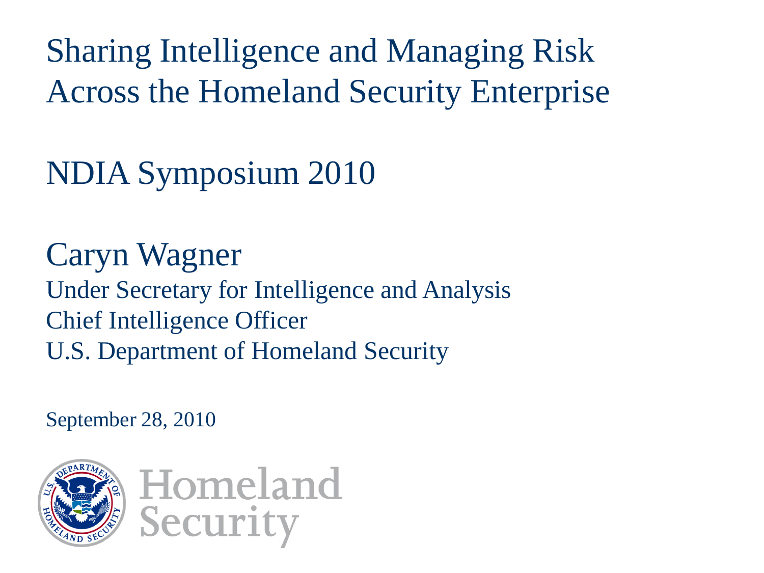# Sharing Intelligence and Managing Risk Across the Homeland Security Enterprise

## NDIA Symposium 2010

## Caryn Wagner

Under Secretary for Intelligence and Analysis
Chief Intelligence Officer
U.S. Department of Homeland Security

September 28, 2010

Homeland Security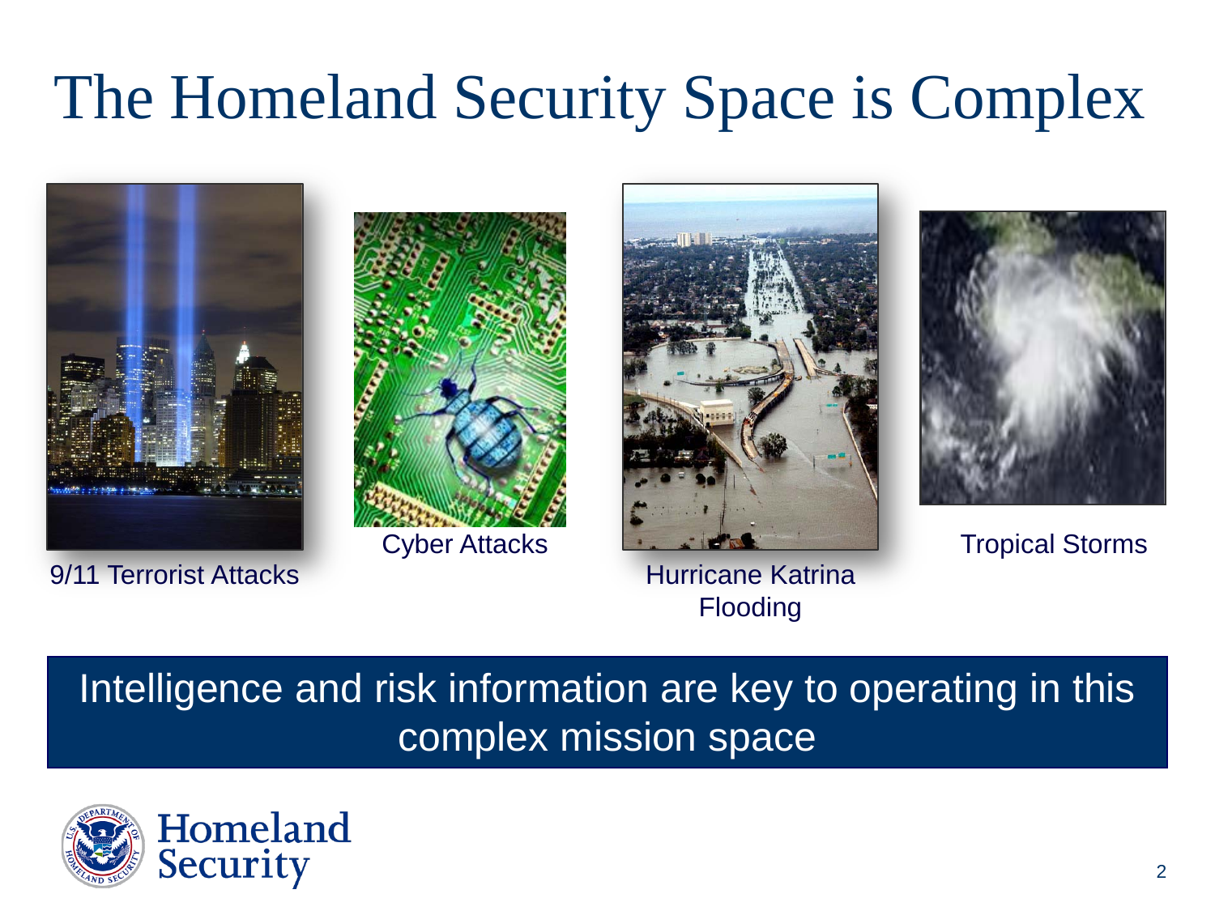# The Homeland Security Space is Complex

9/11 Terrorist Attacks

Cyber Attacks

Hurricane Katrina Flooding

Tropical Storms

Intelligence and risk information are key to operating in this complex mission space

Homeland Security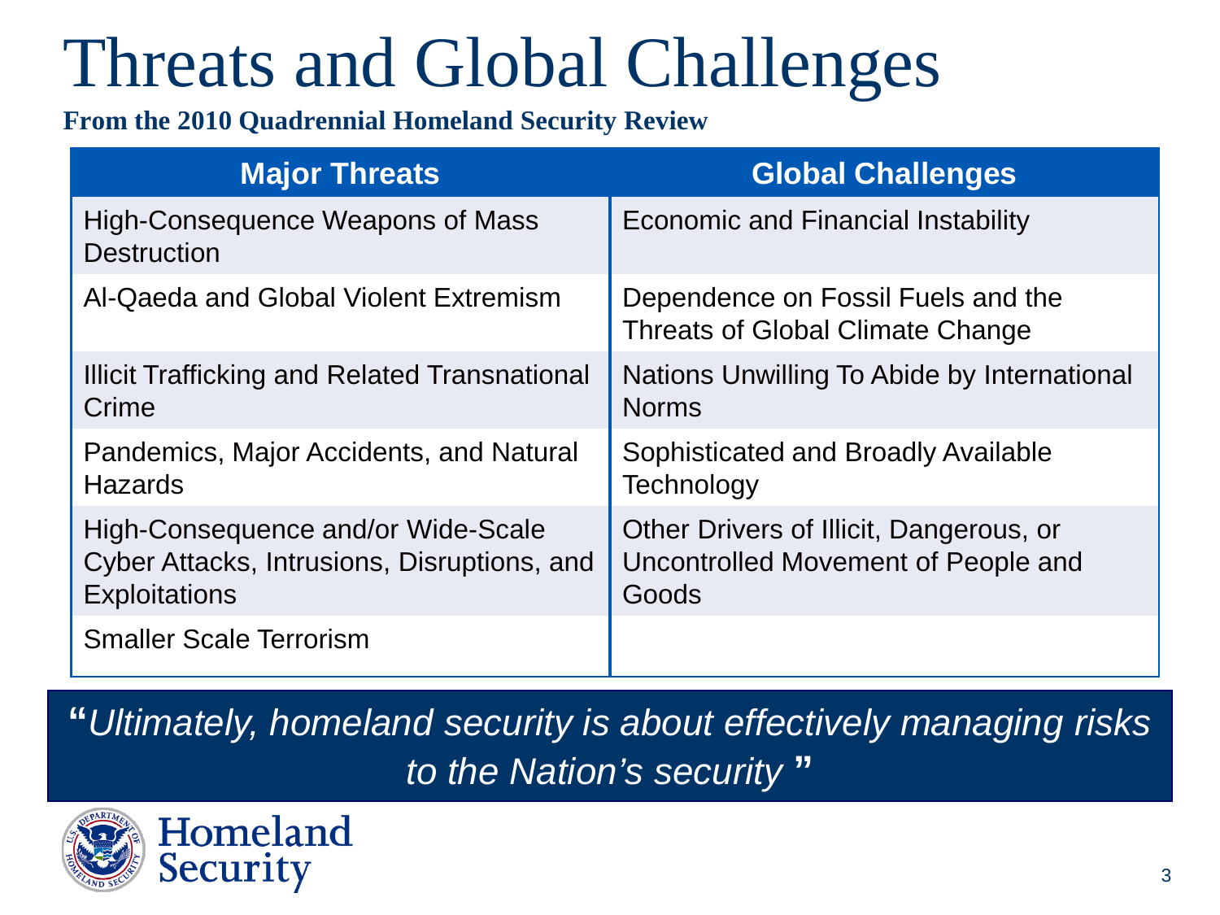# Threats and Global Challenges

**From the 2010 Quadrennial Homeland Security Review**

| Major Threats | Global Challenges |
| --- | --- |
| High-Consequence Weapons of Mass Destruction | Economic and Financial Instability |
| Al-Qaeda and Global Violent Extremism | Dependence on Fossil Fuels and the Threats of Global Climate Change |
| Illicit Trafficking and Related Transnational Crime | Nations Unwilling To Abide by International Norms |
| Pandemics, Major Accidents, and Natural Hazards | Sophisticated and Broadly Available Technology |
| High-Consequence and/or Wide-Scale Cyber Attacks, Intrusions, Disruptions, and Exploitations | Other Drivers of Illicit, Dangerous, or Uncontrolled Movement of People and Goods |
| Smaller Scale Terrorism | |

"*Ultimately, homeland security is about effectively managing risks to the Nation's security* "

Homeland Security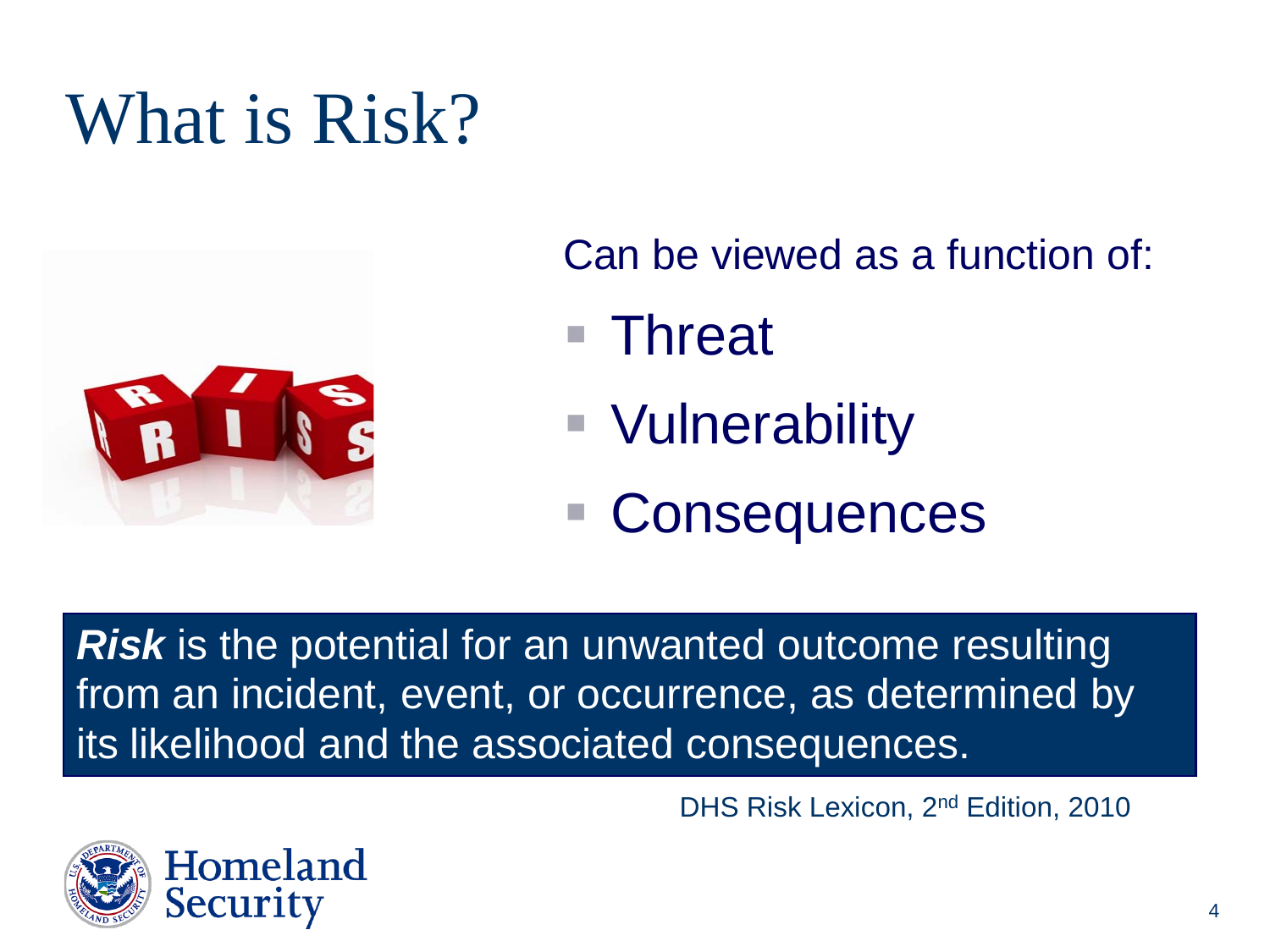# What is Risk?

Can be viewed as a function of:

- Threat
- Vulnerability
- Consequences

***Risk*** is the potential for an unwanted outcome resulting from an incident, event, or occurrence, as determined by its likelihood and the associated consequences.

DHS Risk Lexicon, 2nd Edition, 2010

Homeland Security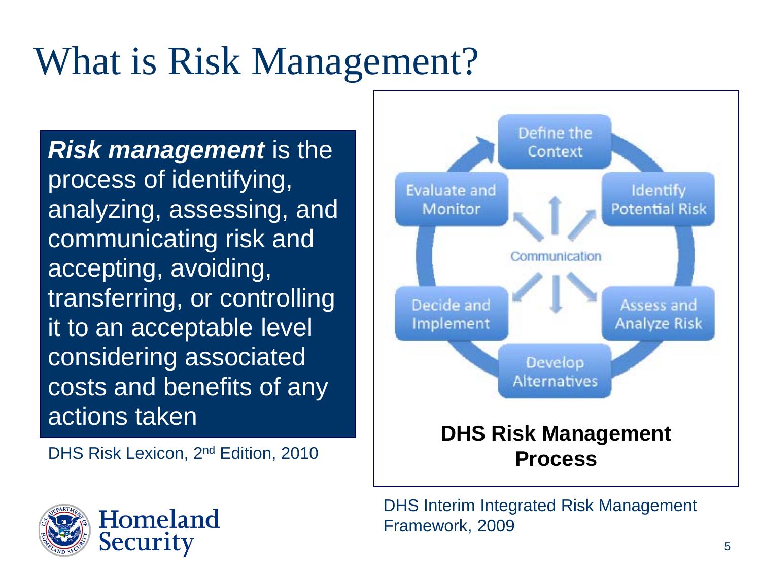# What is Risk Management?

***Risk management*** is the process of identifying, analyzing, assessing, and communicating risk and accepting, avoiding, transferring, or controlling it to an acceptable level considering associated costs and benefits of any actions taken

DHS Risk Lexicon, 2nd Edition, 2010

Define the Context

Identify Potential Risk

Assess and Analyze Risk

Develop Alternatives

Decide and Implement

Evaluate and Monitor

Communication

**DHS Risk Management Process**

DHS Interim Integrated Risk Management Framework, 2009

Homeland Security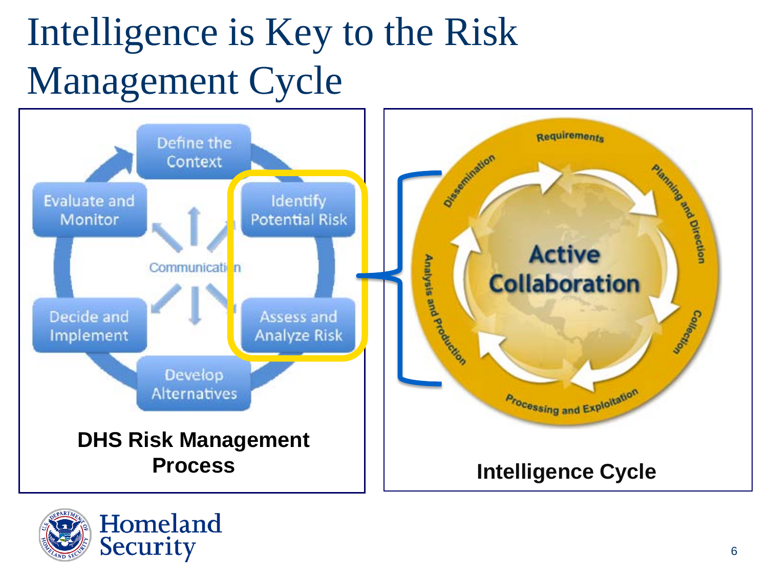# Intelligence is Key to the Risk Management Cycle

Define the Context

Identify Potential Risk

Assess and Analyze Risk

Develop Alternatives

Decide and Implement

Evaluate and Monitor

Communication

**DHS Risk Management Process**

Requirements

Planning and Direction

Collection

Processing and Exploitation

Analysis and Production

Dissemination

Active Collaboration

**Intelligence Cycle**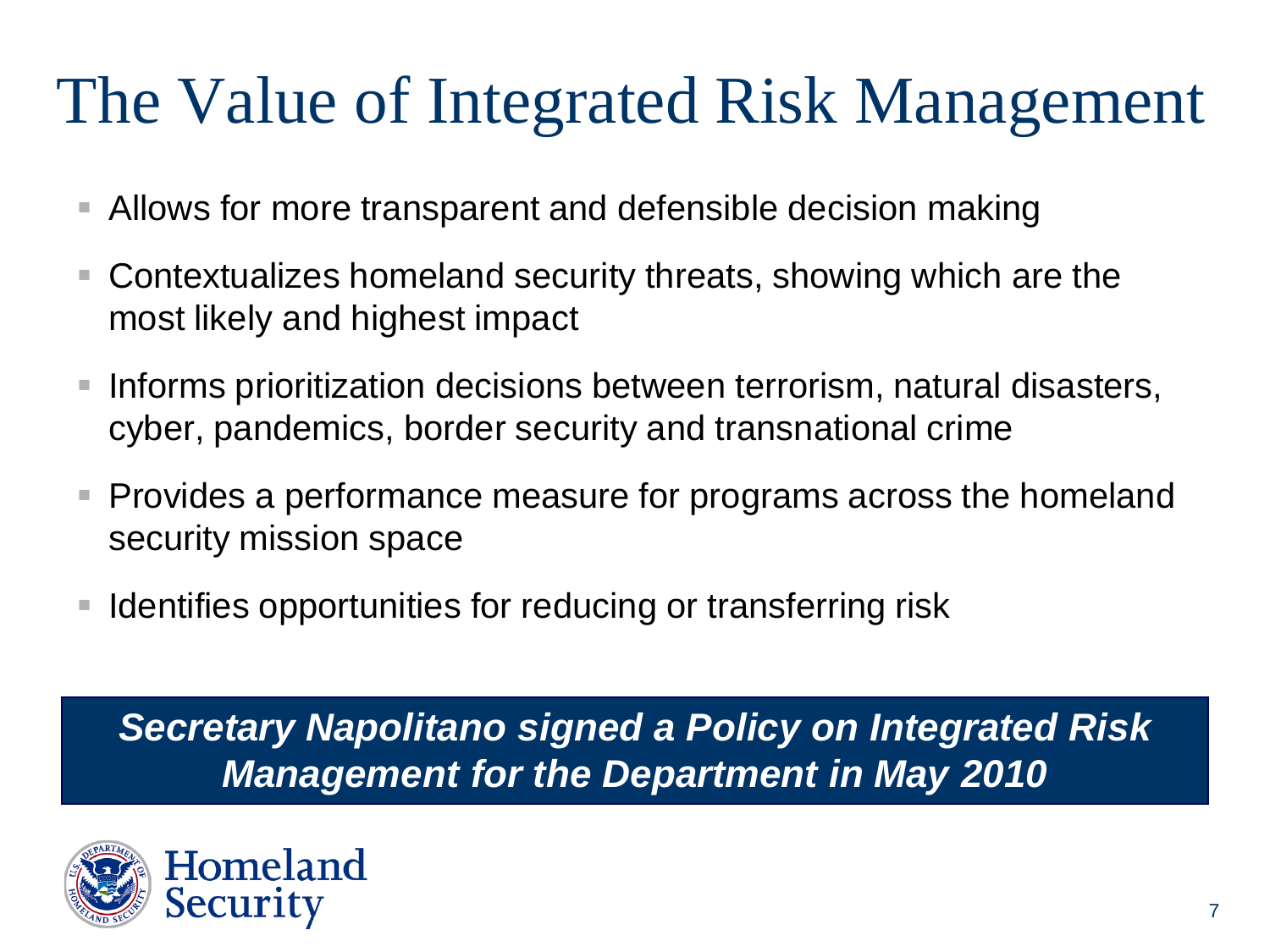# The Value of Integrated Risk Management

- Allows for more transparent and defensible decision making
- Contextualizes homeland security threats, showing which are the most likely and highest impact
- Informs prioritization decisions between terrorism, natural disasters, cyber, pandemics, border security and transnational crime
- Provides a performance measure for programs across the homeland security mission space
- Identifies opportunities for reducing or transferring risk

***Secretary Napolitano signed a Policy on Integrated Risk Management for the Department in May 2010***

Homeland Security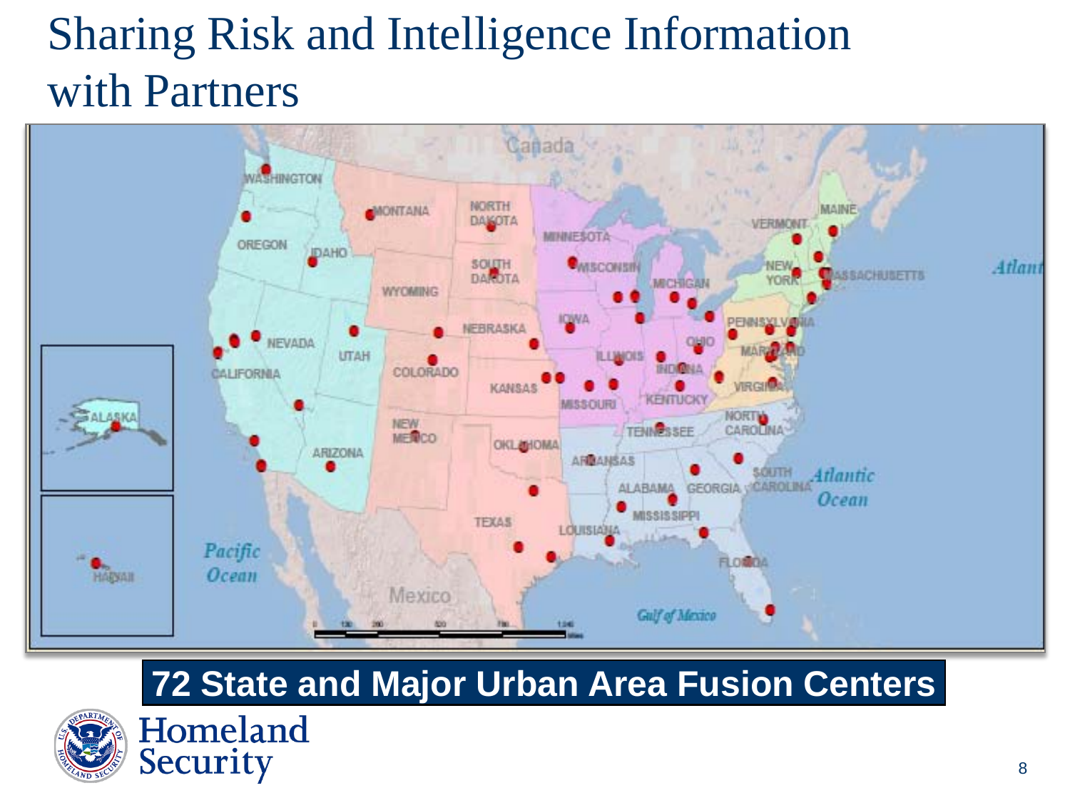# Sharing Risk and Intelligence Information with Partners

**72 State and Major Urban Area Fusion Centers**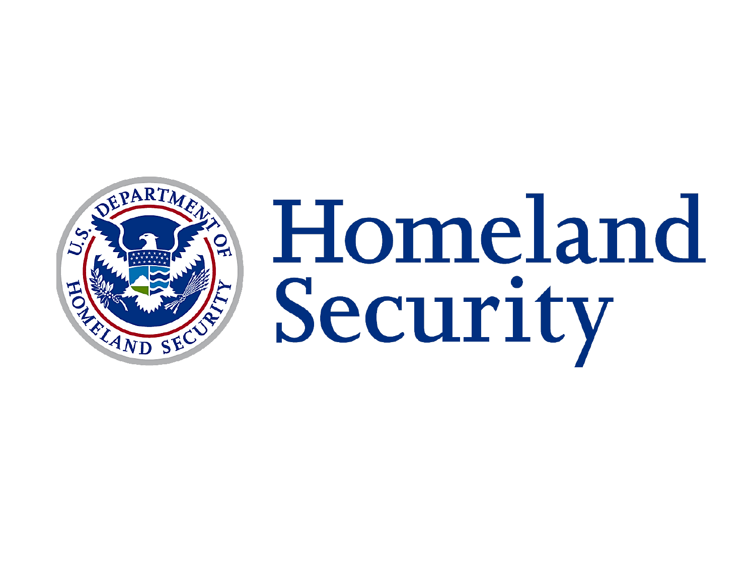Homeland Security